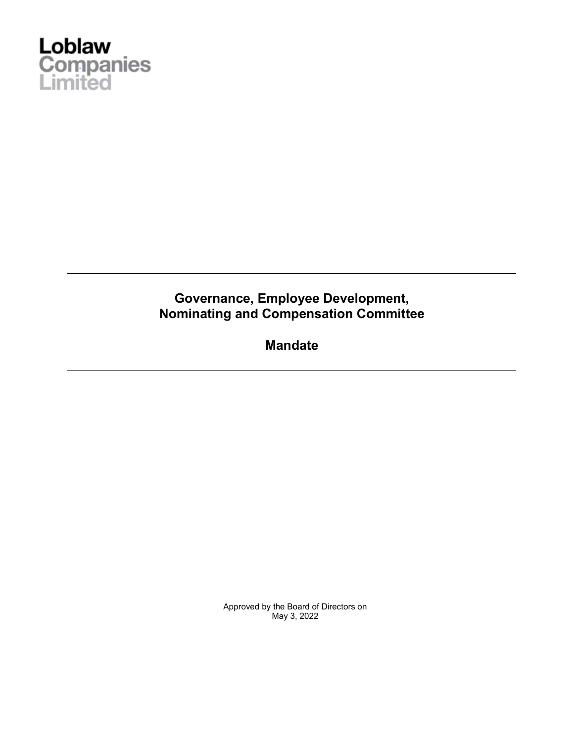Loblaw
Companies
Limited

---

# Governance, Employee Development, Nominating and Compensation Committee

# Mandate

---

Approved by the Board of Directors on
May 3, 2022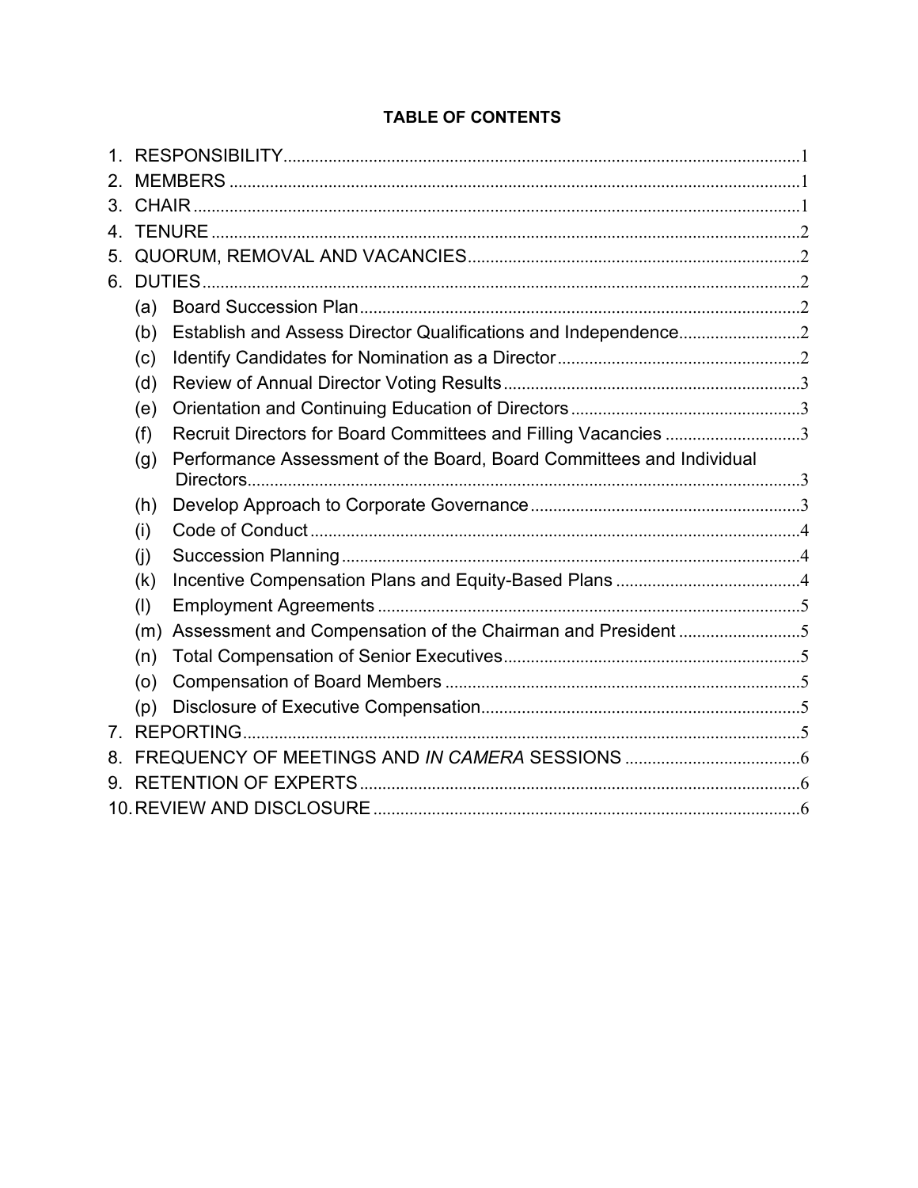**TABLE OF CONTENTS**

1. RESPONSIBILITY .......... 1
2. MEMBERS .......... 1
3. CHAIR .......... 1
4. TENURE .......... 2
5. QUORUM, REMOVAL AND VACANCIES .......... 2
6. DUTIES .......... 2
   - (a) Board Succession Plan .......... 2
   - (b) Establish and Assess Director Qualifications and Independence .......... 2
   - (c) Identify Candidates for Nomination as a Director .......... 2
   - (d) Review of Annual Director Voting Results .......... 3
   - (e) Orientation and Continuing Education of Directors .......... 3
   - (f) Recruit Directors for Board Committees and Filling Vacancies .......... 3
   - (g) Performance Assessment of the Board, Board Committees and Individual Directors .......... 3
   - (h) Develop Approach to Corporate Governance .......... 3
   - (i) Code of Conduct .......... 4
   - (j) Succession Planning .......... 4
   - (k) Incentive Compensation Plans and Equity-Based Plans .......... 4
   - (l) Employment Agreements .......... 5
   - (m) Assessment and Compensation of the Chairman and President .......... 5
   - (n) Total Compensation of Senior Executives .......... 5
   - (o) Compensation of Board Members .......... 5
   - (p) Disclosure of Executive Compensation .......... 5
7. REPORTING .......... 5
8. FREQUENCY OF MEETINGS AND *IN CAMERA* SESSIONS .......... 6
9. RETENTION OF EXPERTS .......... 6
10. REVIEW AND DISCLOSURE .......... 6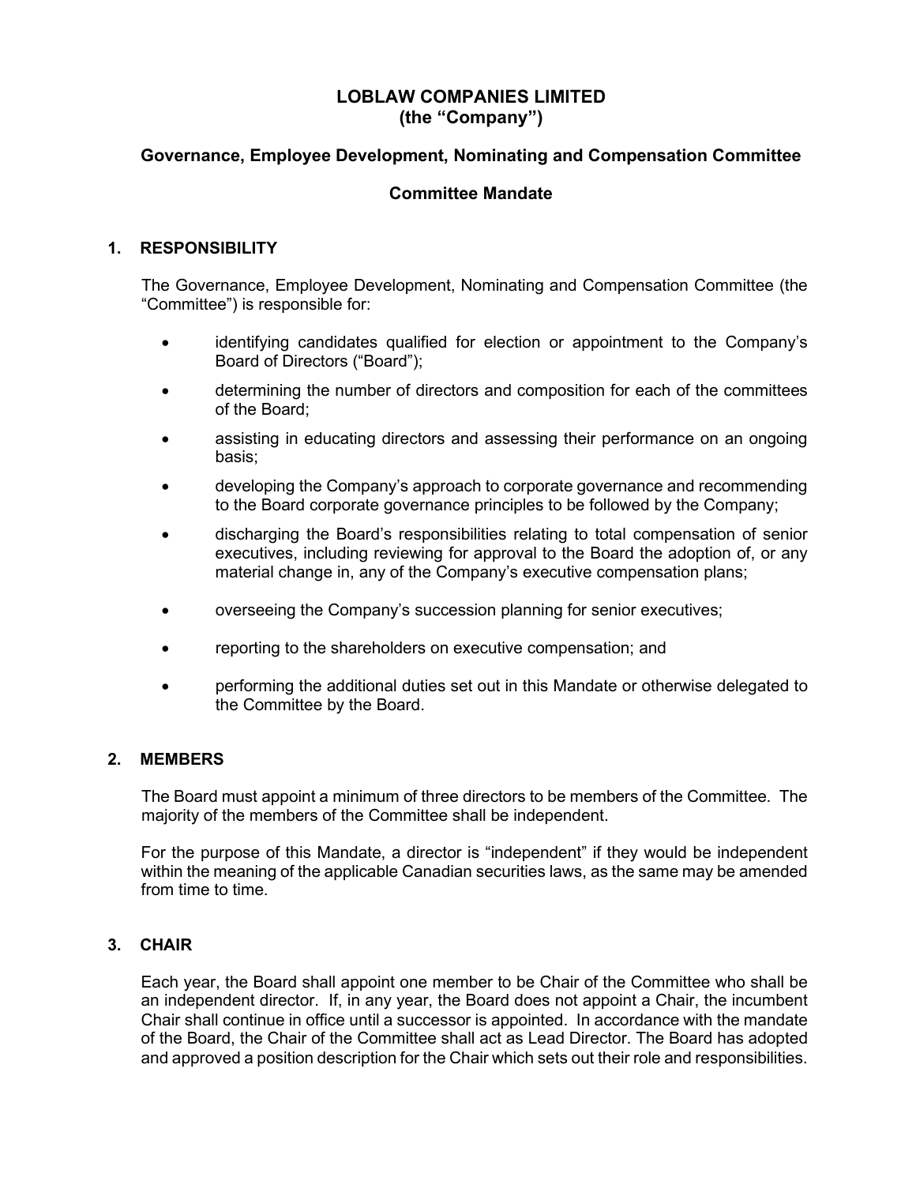# LOBLAW COMPANIES LIMITED
# (the "Company")

## Governance, Employee Development, Nominating and Compensation Committee

## Committee Mandate

### 1. RESPONSIBILITY

The Governance, Employee Development, Nominating and Compensation Committee (the "Committee") is responsible for:

- identifying candidates qualified for election or appointment to the Company's Board of Directors ("Board");
- determining the number of directors and composition for each of the committees of the Board;
- assisting in educating directors and assessing their performance on an ongoing basis;
- developing the Company's approach to corporate governance and recommending to the Board corporate governance principles to be followed by the Company;
- discharging the Board's responsibilities relating to total compensation of senior executives, including reviewing for approval to the Board the adoption of, or any material change in, any of the Company's executive compensation plans;
- overseeing the Company's succession planning for senior executives;
- reporting to the shareholders on executive compensation; and
- performing the additional duties set out in this Mandate or otherwise delegated to the Committee by the Board.

### 2. MEMBERS

The Board must appoint a minimum of three directors to be members of the Committee. The majority of the members of the Committee shall be independent.

For the purpose of this Mandate, a director is "independent" if they would be independent within the meaning of the applicable Canadian securities laws, as the same may be amended from time to time.

### 3. CHAIR

Each year, the Board shall appoint one member to be Chair of the Committee who shall be an independent director. If, in any year, the Board does not appoint a Chair, the incumbent Chair shall continue in office until a successor is appointed. In accordance with the mandate of the Board, the Chair of the Committee shall act as Lead Director. The Board has adopted and approved a position description for the Chair which sets out their role and responsibilities.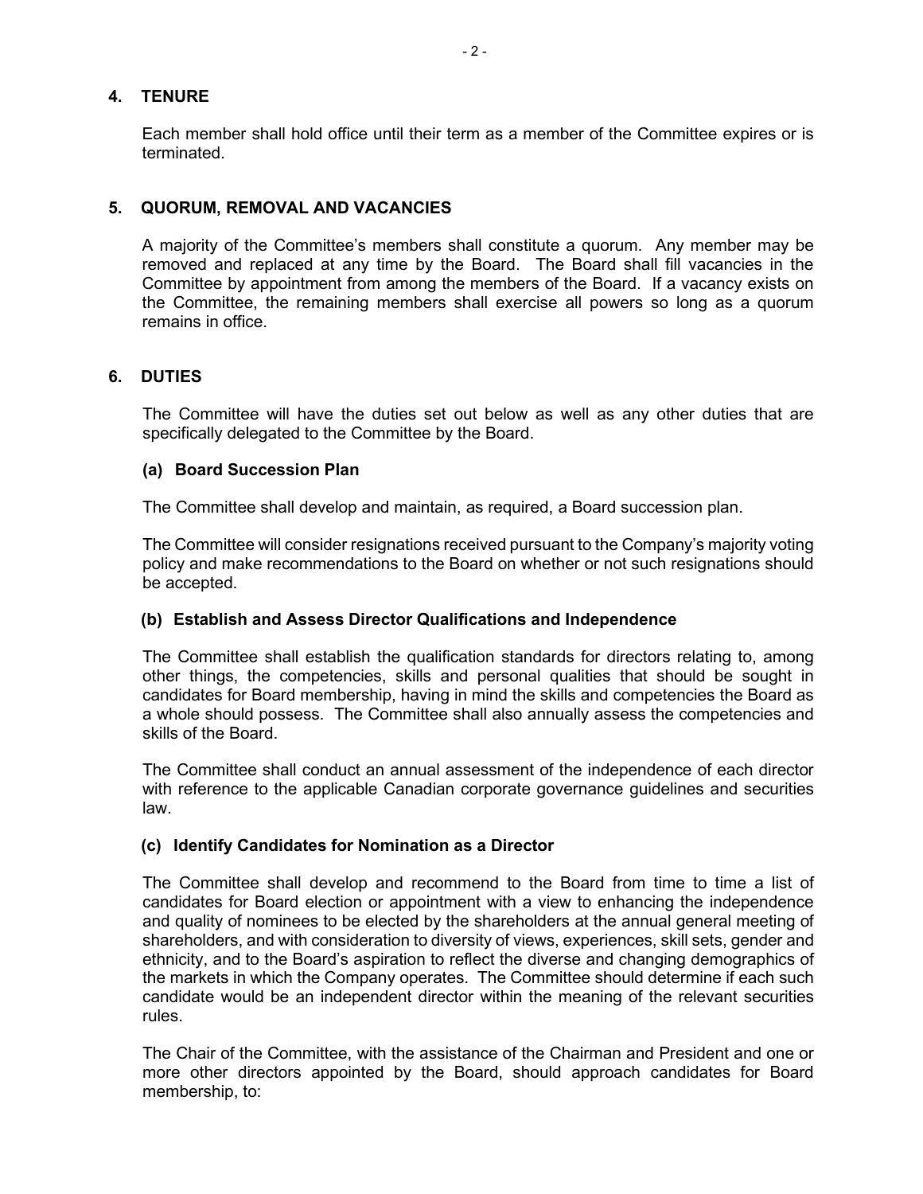## 4. TENURE

Each member shall hold office until their term as a member of the Committee expires or is terminated.

## 5. QUORUM, REMOVAL AND VACANCIES

A majority of the Committee's members shall constitute a quorum. Any member may be removed and replaced at any time by the Board. The Board shall fill vacancies in the Committee by appointment from among the members of the Board. If a vacancy exists on the Committee, the remaining members shall exercise all powers so long as a quorum remains in office.

## 6. DUTIES

The Committee will have the duties set out below as well as any other duties that are specifically delegated to the Committee by the Board.

### (a) Board Succession Plan

The Committee shall develop and maintain, as required, a Board succession plan.

The Committee will consider resignations received pursuant to the Company's majority voting policy and make recommendations to the Board on whether or not such resignations should be accepted.

### (b) Establish and Assess Director Qualifications and Independence

The Committee shall establish the qualification standards for directors relating to, among other things, the competencies, skills and personal qualities that should be sought in candidates for Board membership, having in mind the skills and competencies the Board as a whole should possess. The Committee shall also annually assess the competencies and skills of the Board.

The Committee shall conduct an annual assessment of the independence of each director with reference to the applicable Canadian corporate governance guidelines and securities law.

### (c) Identify Candidates for Nomination as a Director

The Committee shall develop and recommend to the Board from time to time a list of candidates for Board election or appointment with a view to enhancing the independence and quality of nominees to be elected by the shareholders at the annual general meeting of shareholders, and with consideration to diversity of views, experiences, skill sets, gender and ethnicity, and to the Board's aspiration to reflect the diverse and changing demographics of the markets in which the Company operates. The Committee should determine if each such candidate would be an independent director within the meaning of the relevant securities rules.

The Chair of the Committee, with the assistance of the Chairman and President and one or more other directors appointed by the Board, should approach candidates for Board membership, to: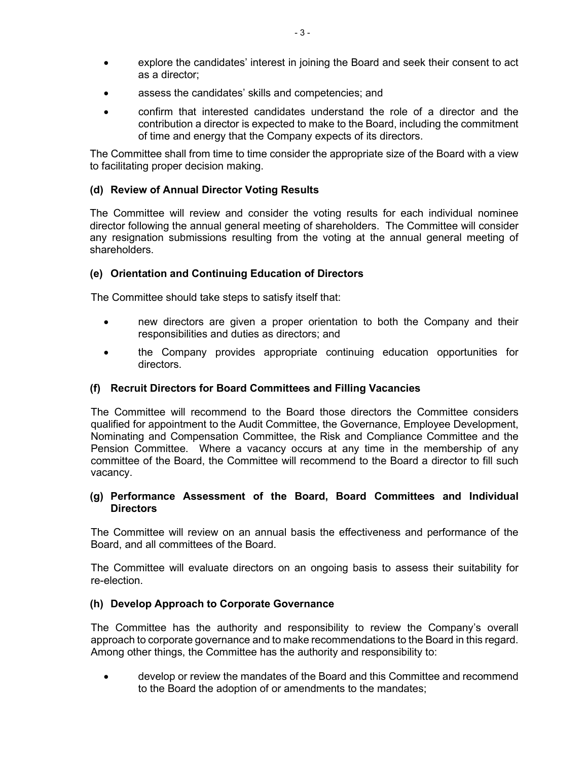- explore the candidates' interest in joining the Board and seek their consent to act as a director;
- assess the candidates' skills and competencies; and
- confirm that interested candidates understand the role of a director and the contribution a director is expected to make to the Board, including the commitment of time and energy that the Company expects of its directors.

The Committee shall from time to time consider the appropriate size of the Board with a view to facilitating proper decision making.

### (d) Review of Annual Director Voting Results

The Committee will review and consider the voting results for each individual nominee director following the annual general meeting of shareholders. The Committee will consider any resignation submissions resulting from the voting at the annual general meeting of shareholders.

### (e) Orientation and Continuing Education of Directors

The Committee should take steps to satisfy itself that:

- new directors are given a proper orientation to both the Company and their responsibilities and duties as directors; and
- the Company provides appropriate continuing education opportunities for directors.

### (f) Recruit Directors for Board Committees and Filling Vacancies

The Committee will recommend to the Board those directors the Committee considers qualified for appointment to the Audit Committee, the Governance, Employee Development, Nominating and Compensation Committee, the Risk and Compliance Committee and the Pension Committee. Where a vacancy occurs at any time in the membership of any committee of the Board, the Committee will recommend to the Board a director to fill such vacancy.

### (g) Performance Assessment of the Board, Board Committees and Individual Directors

The Committee will review on an annual basis the effectiveness and performance of the Board, and all committees of the Board.

The Committee will evaluate directors on an ongoing basis to assess their suitability for re-election.

### (h) Develop Approach to Corporate Governance

The Committee has the authority and responsibility to review the Company's overall approach to corporate governance and to make recommendations to the Board in this regard. Among other things, the Committee has the authority and responsibility to:

- develop or review the mandates of the Board and this Committee and recommend to the Board the adoption of or amendments to the mandates;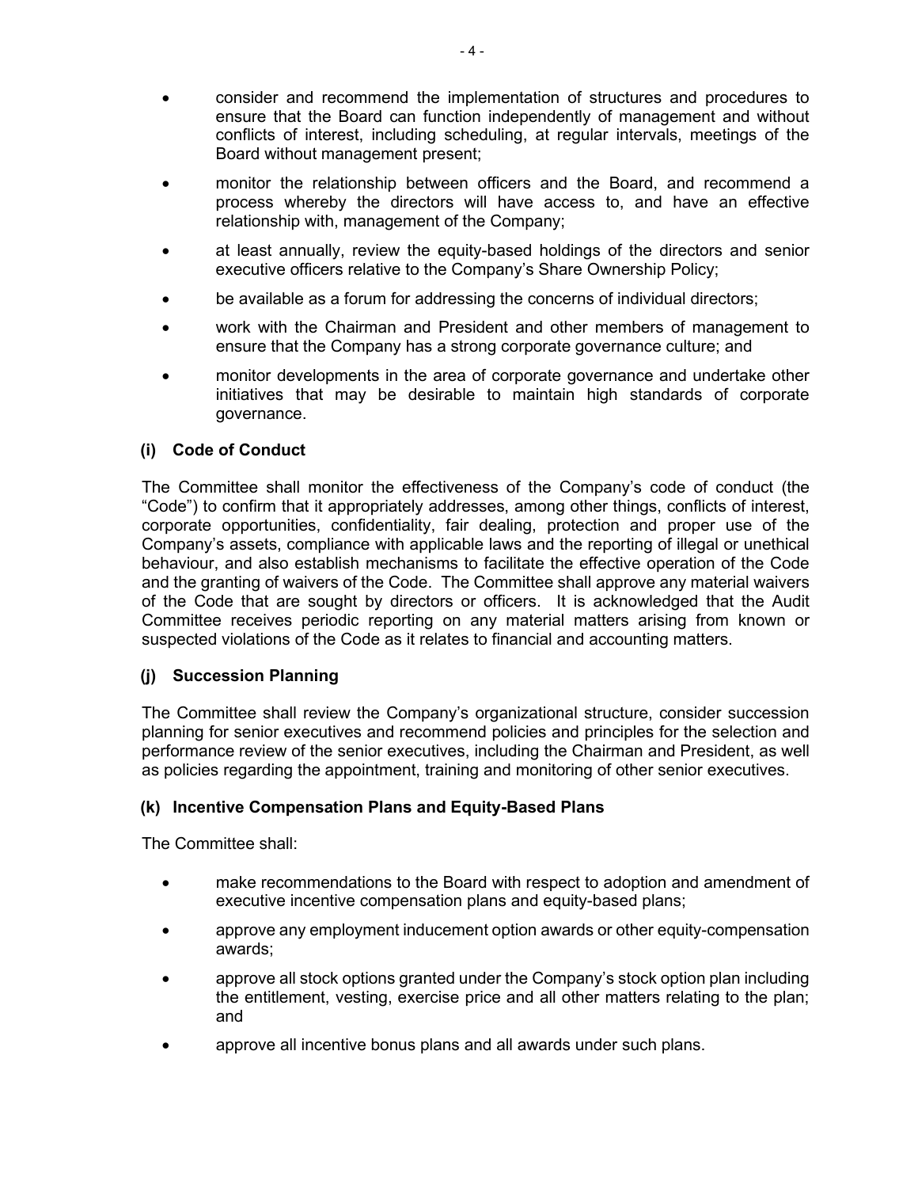- consider and recommend the implementation of structures and procedures to ensure that the Board can function independently of management and without conflicts of interest, including scheduling, at regular intervals, meetings of the Board without management present;
- monitor the relationship between officers and the Board, and recommend a process whereby the directors will have access to, and have an effective relationship with, management of the Company;
- at least annually, review the equity-based holdings of the directors and senior executive officers relative to the Company's Share Ownership Policy;
- be available as a forum for addressing the concerns of individual directors;
- work with the Chairman and President and other members of management to ensure that the Company has a strong corporate governance culture; and
- monitor developments in the area of corporate governance and undertake other initiatives that may be desirable to maintain high standards of corporate governance.

### (i) Code of Conduct

The Committee shall monitor the effectiveness of the Company's code of conduct (the "Code") to confirm that it appropriately addresses, among other things, conflicts of interest, corporate opportunities, confidentiality, fair dealing, protection and proper use of the Company's assets, compliance with applicable laws and the reporting of illegal or unethical behaviour, and also establish mechanisms to facilitate the effective operation of the Code and the granting of waivers of the Code. The Committee shall approve any material waivers of the Code that are sought by directors or officers. It is acknowledged that the Audit Committee receives periodic reporting on any material matters arising from known or suspected violations of the Code as it relates to financial and accounting matters.

### (j) Succession Planning

The Committee shall review the Company's organizational structure, consider succession planning for senior executives and recommend policies and principles for the selection and performance review of the senior executives, including the Chairman and President, as well as policies regarding the appointment, training and monitoring of other senior executives.

### (k) Incentive Compensation Plans and Equity-Based Plans

The Committee shall:

- make recommendations to the Board with respect to adoption and amendment of executive incentive compensation plans and equity-based plans;
- approve any employment inducement option awards or other equity-compensation awards;
- approve all stock options granted under the Company's stock option plan including the entitlement, vesting, exercise price and all other matters relating to the plan; and
- approve all incentive bonus plans and all awards under such plans.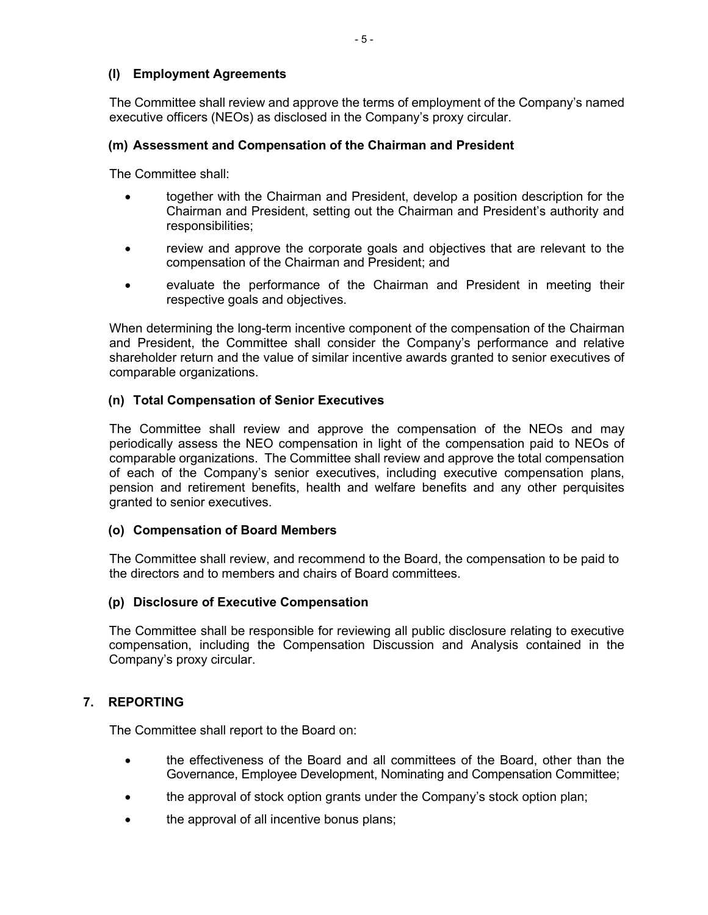### (l) Employment Agreements

The Committee shall review and approve the terms of employment of the Company's named executive officers (NEOs) as disclosed in the Company's proxy circular.

### (m) Assessment and Compensation of the Chairman and President

The Committee shall:

- together with the Chairman and President, develop a position description for the Chairman and President, setting out the Chairman and President's authority and responsibilities;
- review and approve the corporate goals and objectives that are relevant to the compensation of the Chairman and President; and
- evaluate the performance of the Chairman and President in meeting their respective goals and objectives.

When determining the long-term incentive component of the compensation of the Chairman and President, the Committee shall consider the Company's performance and relative shareholder return and the value of similar incentive awards granted to senior executives of comparable organizations.

### (n) Total Compensation of Senior Executives

The Committee shall review and approve the compensation of the NEOs and may periodically assess the NEO compensation in light of the compensation paid to NEOs of comparable organizations. The Committee shall review and approve the total compensation of each of the Company's senior executives, including executive compensation plans, pension and retirement benefits, health and welfare benefits and any other perquisites granted to senior executives.

### (o) Compensation of Board Members

The Committee shall review, and recommend to the Board, the compensation to be paid to the directors and to members and chairs of Board committees.

### (p) Disclosure of Executive Compensation

The Committee shall be responsible for reviewing all public disclosure relating to executive compensation, including the Compensation Discussion and Analysis contained in the Company's proxy circular.

## 7. REPORTING

The Committee shall report to the Board on:

- the effectiveness of the Board and all committees of the Board, other than the Governance, Employee Development, Nominating and Compensation Committee;
- the approval of stock option grants under the Company's stock option plan;
- the approval of all incentive bonus plans;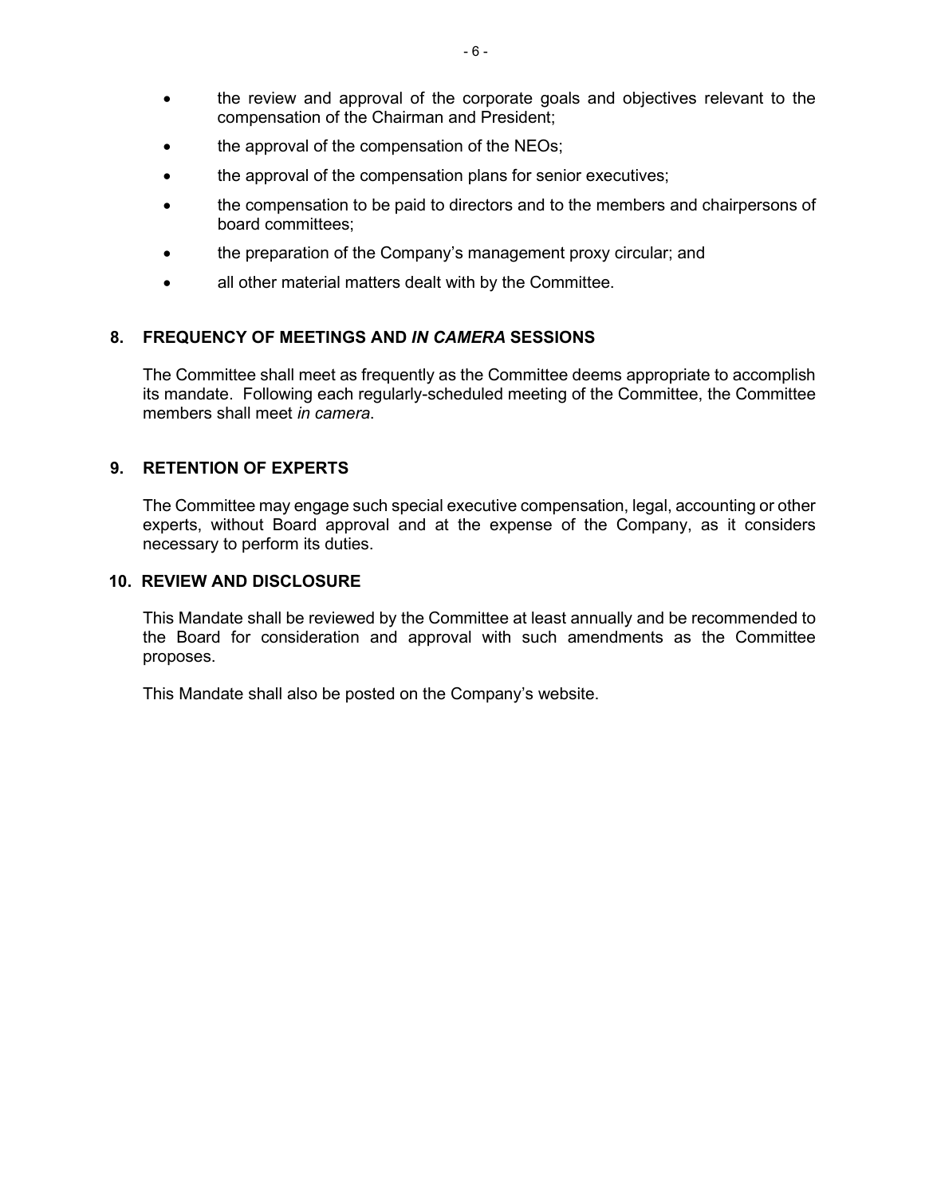- the review and approval of the corporate goals and objectives relevant to the compensation of the Chairman and President;
- the approval of the compensation of the NEOs;
- the approval of the compensation plans for senior executives;
- the compensation to be paid to directors and to the members and chairpersons of board committees;
- the preparation of the Company's management proxy circular; and
- all other material matters dealt with by the Committee.

## 8. FREQUENCY OF MEETINGS AND *IN CAMERA* SESSIONS

The Committee shall meet as frequently as the Committee deems appropriate to accomplish its mandate. Following each regularly-scheduled meeting of the Committee, the Committee members shall meet *in camera*.

## 9. RETENTION OF EXPERTS

The Committee may engage such special executive compensation, legal, accounting or other experts, without Board approval and at the expense of the Company, as it considers necessary to perform its duties.

## 10. REVIEW AND DISCLOSURE

This Mandate shall be reviewed by the Committee at least annually and be recommended to the Board for consideration and approval with such amendments as the Committee proposes.

This Mandate shall also be posted on the Company's website.